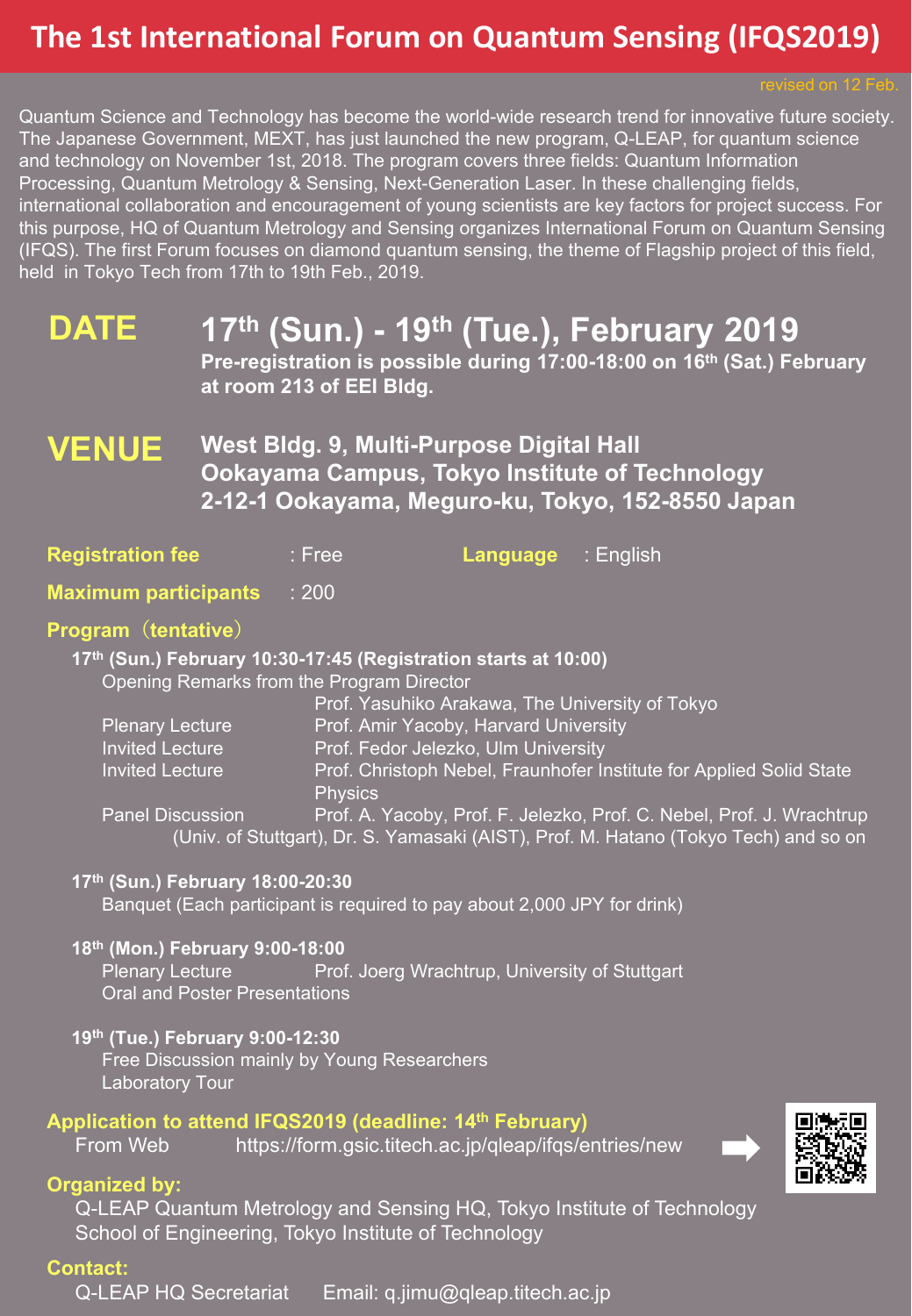# The 1st International Forum on Quantum Sensing (IFQS2019)

revised on 12 Feb.

Quantum Science and Technology has become the world-wide research trend for innovative future society. The Japanese Government, MEXT, has just launched the new program, Q-LEAP, for quantum science and technology on November 1st, 2018. The program covers three fields: Quantum Information Processing, Quantum Metrology & Sensing, Next-Generation Laser. In these challenging fields, international collaboration and encouragement of young scientists are key factors for project success. For this purpose, HQ of Quantum Metrology and Sensing organizes International Forum on Quantum Sensing (IFQS). The first Forum focuses on diamond quantum sensing, the theme of Flagship project of this field, held in Tokyo Tech from 17th to 19th Feb., 2019.

## DATE

**17th (Sun.) - 19th (Tue.), February 2019**

**Pre-registration is possible during 17:00-18:00 on 16th (Sat.) February at room 213 of EEI Bldg.**

## VENUE

**West Bldg. 9, Multi-Purpose Digital Hall**
**Ookayama Campus, Tokyo Institute of Technology**
**2-12-1 Ookayama, Meguro-ku, Tokyo, 152-8550 Japan**

**Registration fee** : Free **Language** : English

**Maximum participants** : 200

### Program（tentative）

**17th (Sun.) February 10:30-17:45 (Registration starts at 10:00)**

- Opening Remarks from the Program Director
  Prof. Yasuhiko Arakawa, The University of Tokyo
- Plenary Lecture — Prof. Amir Yacoby, Harvard University
- Invited Lecture — Prof. Fedor Jelezko, Ulm University
- Invited Lecture — Prof. Christoph Nebel, Fraunhofer Institute for Applied Solid State Physics
- Panel Discussion — Prof. A. Yacoby, Prof. F. Jelezko, Prof. C. Nebel, Prof. J. Wrachtrup (Univ. of Stuttgart), Dr. S. Yamasaki (AIST), Prof. M. Hatano (Tokyo Tech) and so on

**17th (Sun.) February 18:00-20:30**

- Banquet (Each participant is required to pay about 2,000 JPY for drink)

**18th (Mon.) February 9:00-18:00**

- Plenary Lecture — Prof. Joerg Wrachtrup, University of Stuttgart
- Oral and Poster Presentations

**19th (Tue.) February 9:00-12:30**

- Free Discussion mainly by Young Researchers
- Laboratory Tour

### Application to attend IFQS2019 (deadline: 14th February)

From Web https://form.gsic.titech.ac.jp/qleap/ifqs/entries/new

### Organized by:

Q-LEAP Quantum Metrology and Sensing HQ, Tokyo Institute of Technology
School of Engineering, Tokyo Institute of Technology

### Contact:

Q-LEAP HQ Secretariat Email: q.jimu@qleap.titech.ac.jp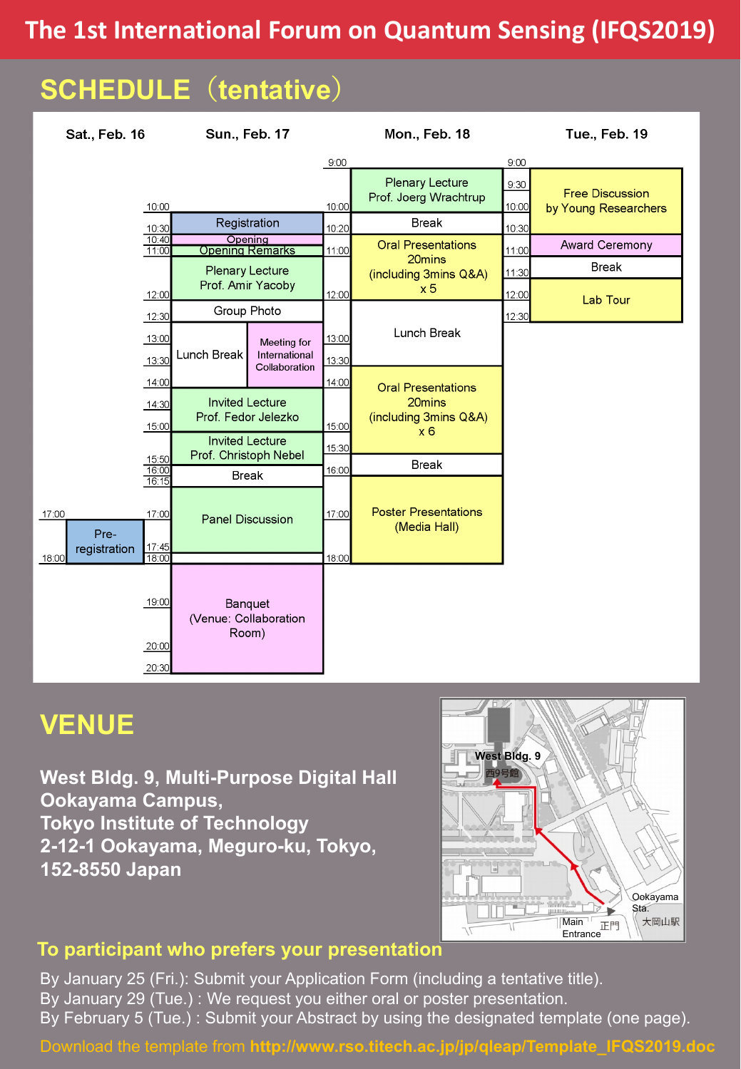# The 1st International Forum on Quantum Sensing (IFQS2019)

## SCHEDULE（tentative）

### Sat., Feb. 16

| Time | Event |
|---|---|
| 17:00–18:00 | Pre-registration |

### Sun., Feb. 17

| Time | Event |
|---|---|
| 10:00–10:30 | Registration |
| 10:30–10:40 | Opening |
| 10:40–11:00 | Opening Remarks |
| 11:00–12:00 | Plenary Lecture Prof. Amir Yacoby |
| 12:00–12:30 | Group Photo |
| 12:30–14:00 | Lunch Break / Meeting for International Collaboration |
| 14:00–15:00 | Invited Lecture Prof. Fedor Jelezko |
| 15:00–15:50 | Invited Lecture Prof. Christoph Nebel |
| 16:00–16:15 | Break |
| 16:15–17:45 | Panel Discussion |
| 18:00–20:30 | Banquet (Venue: Collaboration Room) |

### Mon., Feb. 18

| Time | Event |
|---|---|
| 9:00–10:00 | Plenary Lecture Prof. Joerg Wrachtrup |
| 10:00–10:20 | Break |
| 10:20–12:00 | Oral Presentations 20mins (including 3mins Q&A) x 5 |
| 12:00–13:30 | Lunch Break |
| 13:30–15:30 | Oral Presentations 20mins (including 3mins Q&A) x 6 |
| 15:30–16:00 | Break |
| 16:00–18:00 | Poster Presentations (Media Hall) |

### Tue., Feb. 19

| Time | Event |
|---|---|
| 9:00–10:30 | Free Discussion by Young Researchers |
| 10:30–11:00 | Award Ceremony |
| 11:00–11:30 | Break |
| 11:30–12:30 | Lab Tour |

## VENUE

**West Bldg. 9, Multi-Purpose Digital Hall**
**Ookayama Campus,**
**Tokyo Institute of Technology**
**2-12-1 Ookayama, Meguro-ku, Tokyo,**
**152-8550 Japan**

West Bldg. 9 西9号館
Main Entrance 正門
Ookayama Sta. 大岡山駅

## To participant who prefers your presentation

By January 25 (Fri.): Submit your Application Form (including a tentative title).
By January 29 (Tue.) : We request you either oral or poster presentation.
By February 5 (Tue.) : Submit your Abstract by using the designated template (one page).

Download the template from **http://www.rso.titech.ac.jp/jp/qleap/Template_IFQS2019.doc**